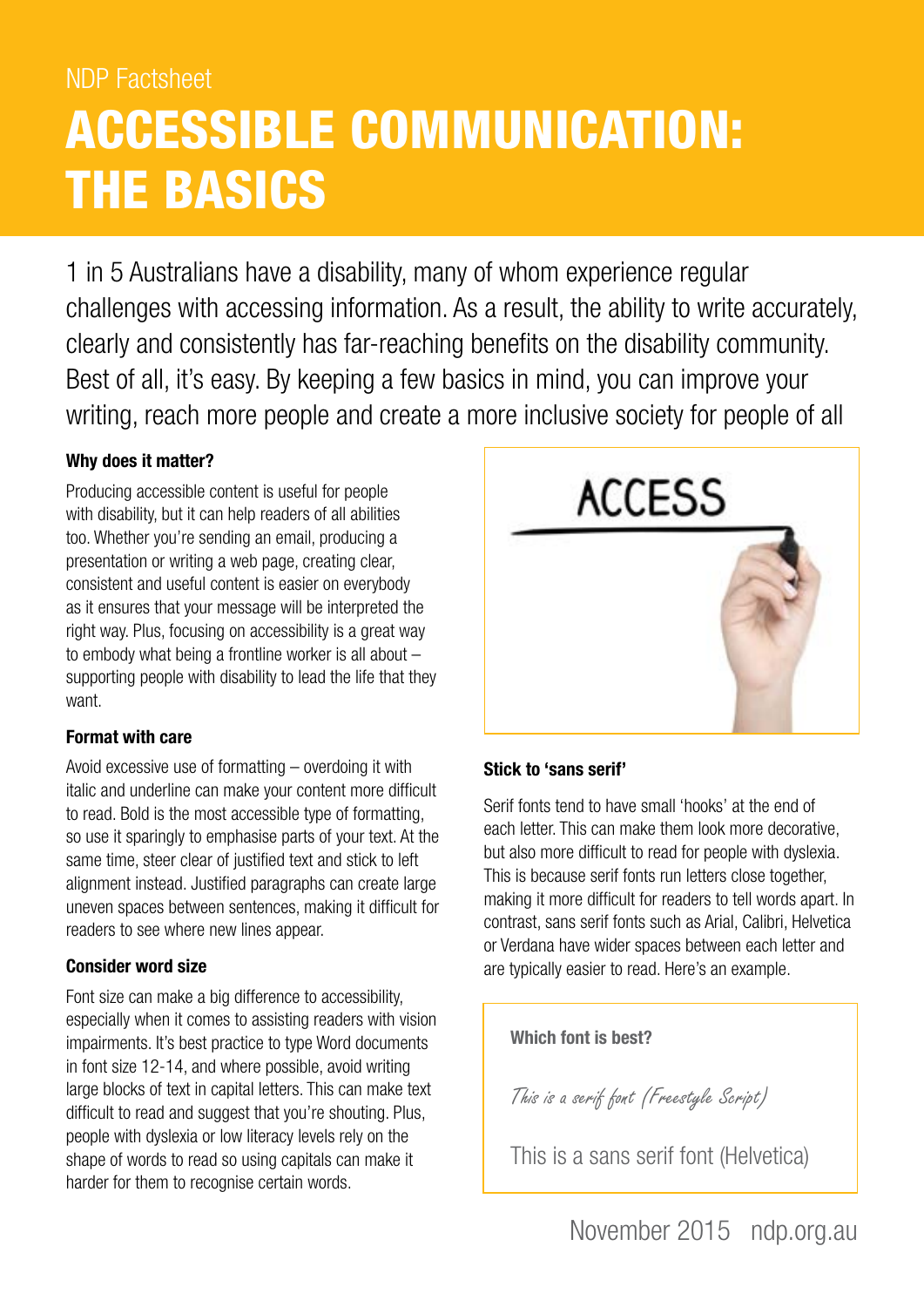NDP Factsheet

# ACCESSIBLE COMMUNICATION: THE BASICS

1 in 5 Australians have a disability, many of whom experience regular challenges with accessing information. As a result, the ability to write accurately, clearly and consistently has far-reaching benefits on the disability community. Best of all, it's easy. By keeping a few basics in mind, you can improve your writing, reach more people and create a more inclusive society for people of all

### Why does it matter?

Producing accessible content is useful for people with disability, but it can help readers of all abilities too. Whether you're sending an email, producing a presentation or writing a web page, creating clear, consistent and useful content is easier on everybody as it ensures that your message will be interpreted the right way. Plus, focusing on accessibility is a great way to embody what being a frontline worker is all about – supporting people with disability to lead the life that they want.

### Format with care

Avoid excessive use of formatting – overdoing it with italic and underline can make your content more difficult to read. Bold is the most accessible type of formatting, so use it sparingly to emphasise parts of your text. At the same time, steer clear of justified text and stick to left alignment instead. Justified paragraphs can create large uneven spaces between sentences, making it difficult for readers to see where new lines appear.

### Consider word size

Font size can make a big difference to accessibility, especially when it comes to assisting readers with vision impairments. It's best practice to type Word documents in font size 12-14, and where possible, avoid writing large blocks of text in capital letters. This can make text difficult to read and suggest that you're shouting. Plus, people with dyslexia or low literacy levels rely on the shape of words to read so using capitals can make it harder for them to recognise certain words.

### Stick to 'sans serif'

Serif fonts tend to have small 'hooks' at the end of each letter. This can make them look more decorative, but also more difficult to read for people with dyslexia. This is because serif fonts run letters close together, making it more difficult for readers to tell words apart. In contrast, sans serif fonts such as Arial, Calibri, Helvetica or Verdana have wider spaces between each letter and are typically easier to read. Here's an example.

**Which font is best?**

*This is a serif font (Freestyle Script)*

This is a sans serif font (Helvetica)

November 2015 ndp.org.au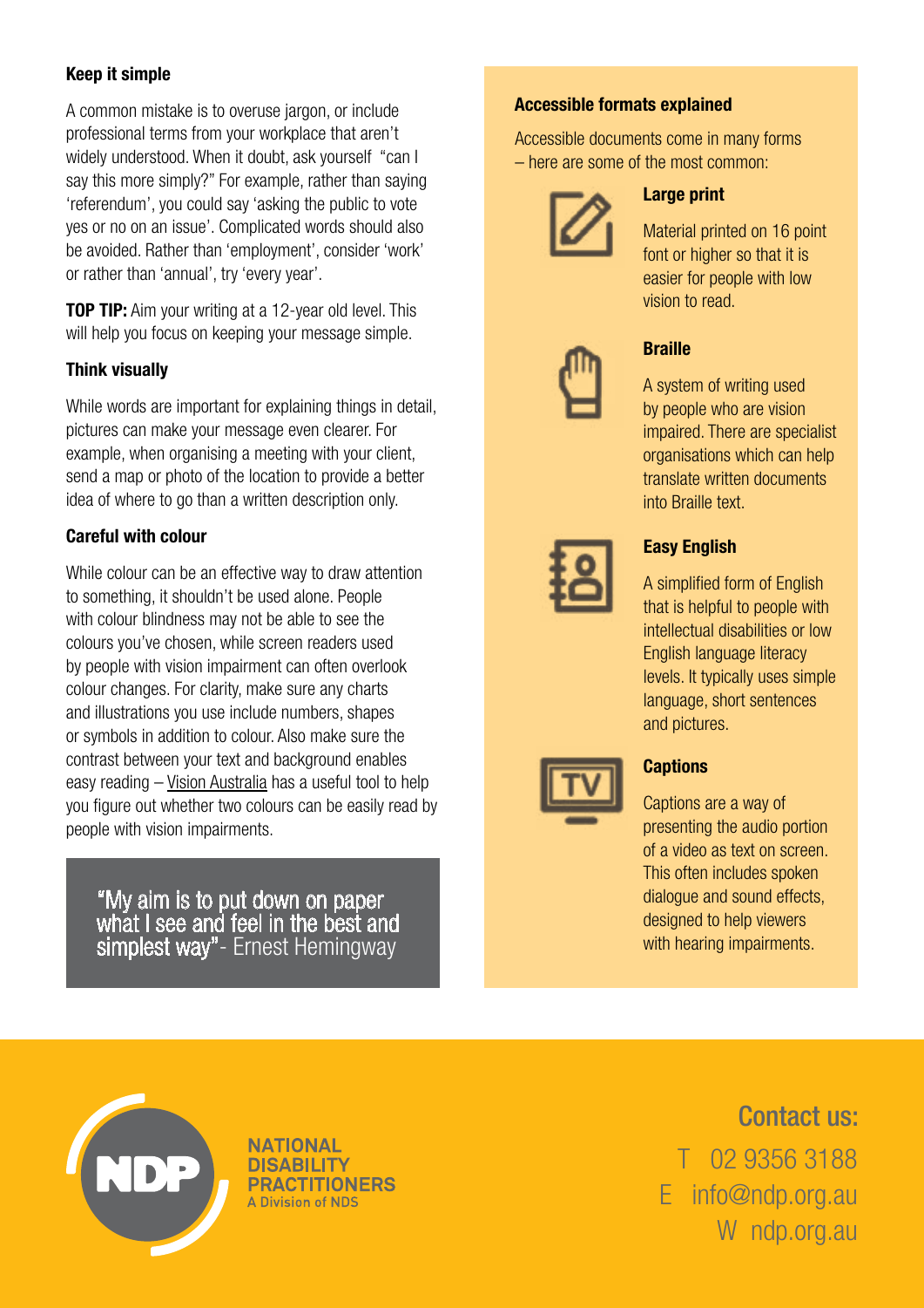### Keep it simple

A common mistake is to overuse jargon, or include professional terms from your workplace that aren't widely understood. When in doubt, ask yourself "can I say this more simply?" For example, rather than saying 'referendum', you could say 'asking the public to vote yes or no on an issue'. Complicated words should also be avoided. Rather than 'employment', consider 'work' or rather than 'annual', try 'every year'.

**TOP TIP:** Aim your writing at a 12-year old level. This will help you focus on keeping your message simple.

### Think visually

While words are important for explaining things in detail, pictures can make your message even clearer. For example, when organising a meeting with your client, send a map or photo of the location to provide a better idea of where to go than a written description only.

### Careful with colour

While colour can be an effective way to draw attention to something, it shouldn't be used alone. People with colour blindness may not be able to see the colours you've chosen, while screen readers used by people with vision impairment can often overlook colour changes. For clarity, make sure any charts and illustrations you use include numbers, shapes or symbols in addition to colour. Also make sure the contrast between your text and background enables easy reading – Vision Australia has a useful tool to help you figure out whether two colours can be easily read by people with vision impairments.

> "My aim is to put down on paper what I see and feel in the best and simplest way" - Ernest Hemingway

### Accessible formats explained

Accessible documents come in many forms – here are some of the most common:

**Large print**

Material printed on 16 point font or higher so that it is easier for people with low vision to read.

**Braille**

A system of writing used by people who are vision impaired. There are specialist organisations which can help translate written documents into Braille text.

**Easy English**

A simplified form of English that is helpful to people with intellectual disabilities or low English language literacy levels. It typically uses simple language, short sentences and pictures.

**Captions**

Captions are a way of presenting the audio portion of a video as text on screen. This often includes spoken dialogue and sound effects, designed to help viewers with hearing impairments.

NDP
NATIONAL DISABILITY PRACTITIONERS
A Division of NDS

### Contact us:

T 02 9356 3188
E info@ndp.org.au
W ndp.org.au